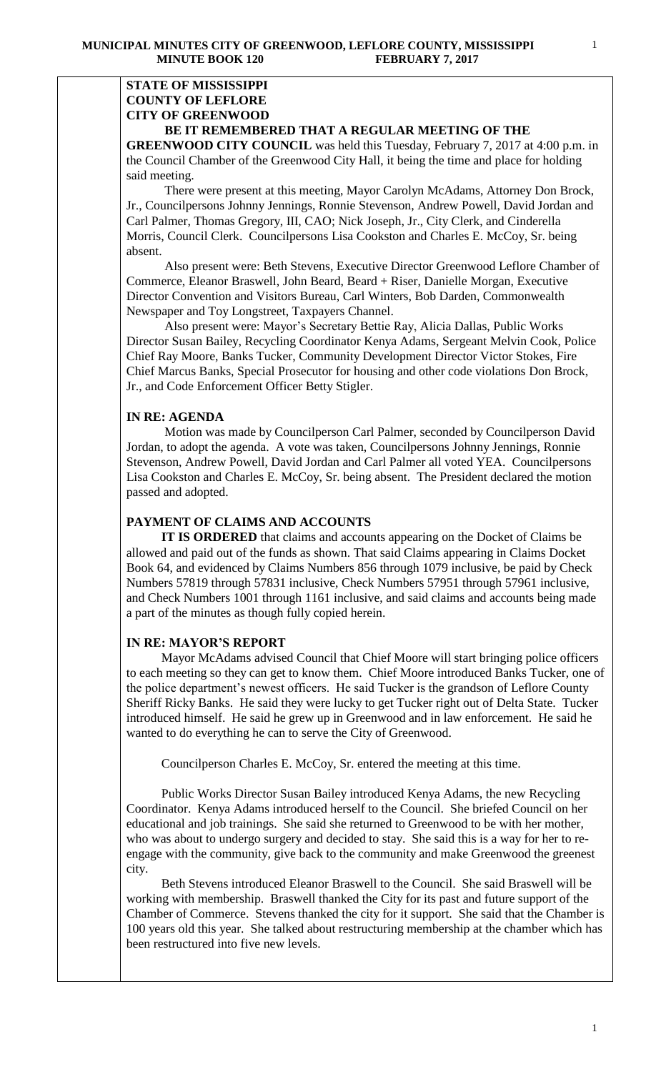**MUNICIPAL MINUTES CITY OF GREENWOOD, LEFLORE COUNTY, MISSISSIPPI**
**MINUTE BOOK 120 FEBRUARY 7, 2017**

**STATE OF MISSISSIPPI**
**COUNTY OF LEFLORE**
**CITY OF GREENWOOD**

**BE IT REMEMBERED THAT A REGULAR MEETING OF THE GREENWOOD CITY COUNCIL** was held this Tuesday, February 7, 2017 at 4:00 p.m. in the Council Chamber of the Greenwood City Hall, it being the time and place for holding said meeting.

There were present at this meeting, Mayor Carolyn McAdams, Attorney Don Brock, Jr., Councilpersons Johnny Jennings, Ronnie Stevenson, Andrew Powell, David Jordan and Carl Palmer, Thomas Gregory, III, CAO; Nick Joseph, Jr., City Clerk, and Cinderella Morris, Council Clerk. Councilpersons Lisa Cookston and Charles E. McCoy, Sr. being absent.

Also present were: Beth Stevens, Executive Director Greenwood Leflore Chamber of Commerce, Eleanor Braswell, John Beard, Beard + Riser, Danielle Morgan, Executive Director Convention and Visitors Bureau, Carl Winters, Bob Darden, Commonwealth Newspaper and Toy Longstreet, Taxpayers Channel.

Also present were: Mayor's Secretary Bettie Ray, Alicia Dallas, Public Works Director Susan Bailey, Recycling Coordinator Kenya Adams, Sergeant Melvin Cook, Police Chief Ray Moore, Banks Tucker, Community Development Director Victor Stokes, Fire Chief Marcus Banks, Special Prosecutor for housing and other code violations Don Brock, Jr., and Code Enforcement Officer Betty Stigler.

**IN RE: AGENDA**

Motion was made by Councilperson Carl Palmer, seconded by Councilperson David Jordan, to adopt the agenda. A vote was taken, Councilpersons Johnny Jennings, Ronnie Stevenson, Andrew Powell, David Jordan and Carl Palmer all voted YEA. Councilpersons Lisa Cookston and Charles E. McCoy, Sr. being absent. The President declared the motion passed and adopted.

**PAYMENT OF CLAIMS AND ACCOUNTS**

**IT IS ORDERED** that claims and accounts appearing on the Docket of Claims be allowed and paid out of the funds as shown. That said Claims appearing in Claims Docket Book 64, and evidenced by Claims Numbers 856 through 1079 inclusive, be paid by Check Numbers 57819 through 57831 inclusive, Check Numbers 57951 through 57961 inclusive, and Check Numbers 1001 through 1161 inclusive, and said claims and accounts being made a part of the minutes as though fully copied herein.

**IN RE: MAYOR'S REPORT**

Mayor McAdams advised Council that Chief Moore will start bringing police officers to each meeting so they can get to know them. Chief Moore introduced Banks Tucker, one of the police department's newest officers. He said Tucker is the grandson of Leflore County Sheriff Ricky Banks. He said they were lucky to get Tucker right out of Delta State. Tucker introduced himself. He said he grew up in Greenwood and in law enforcement. He said he wanted to do everything he can to serve the City of Greenwood.

Councilperson Charles E. McCoy, Sr. entered the meeting at this time.

Public Works Director Susan Bailey introduced Kenya Adams, the new Recycling Coordinator. Kenya Adams introduced herself to the Council. She briefed Council on her educational and job trainings. She said she returned to Greenwood to be with her mother, who was about to undergo surgery and decided to stay. She said this is a way for her to re-engage with the community, give back to the community and make Greenwood the greenest city.

Beth Stevens introduced Eleanor Braswell to the Council. She said Braswell will be working with membership. Braswell thanked the City for its past and future support of the Chamber of Commerce. Stevens thanked the city for it support. She said that the Chamber is 100 years old this year. She talked about restructuring membership at the chamber which has been restructured into five new levels.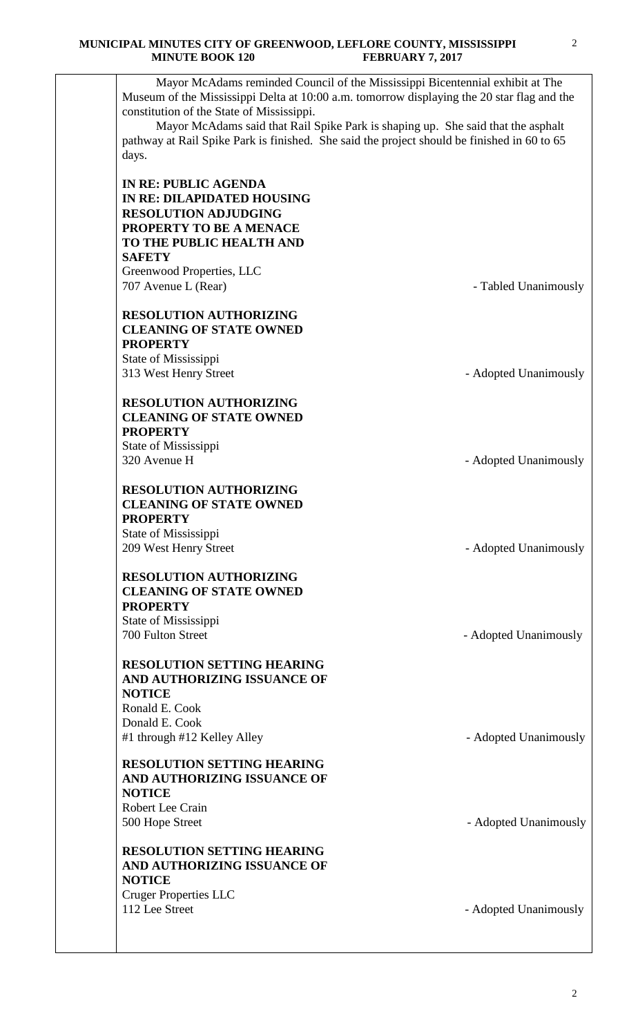Mayor McAdams reminded Council of the Mississippi Bicentennial exhibit at The Museum of the Mississippi Delta at 10:00 a.m. tomorrow displaying the 20 star flag and the constitution of the State of Mississippi.

Mayor McAdams said that Rail Spike Park is shaping up. She said that the asphalt pathway at Rail Spike Park is finished. She said the project should be finished in 60 to 65 days.

**IN RE: PUBLIC AGENDA**

**IN RE: DILAPIDATED HOUSING**

**RESOLUTION ADJUDGING PROPERTY TO BE A MENACE TO THE PUBLIC HEALTH AND SAFETY**
Greenwood Properties, LLC
707 Avenue L (Rear) - Tabled Unanimously

**RESOLUTION AUTHORIZING CLEANING OF STATE OWNED PROPERTY**
State of Mississippi
313 West Henry Street - Adopted Unanimously

**RESOLUTION AUTHORIZING CLEANING OF STATE OWNED PROPERTY**
State of Mississippi
320 Avenue H - Adopted Unanimously

**RESOLUTION AUTHORIZING CLEANING OF STATE OWNED PROPERTY**
State of Mississippi
209 West Henry Street - Adopted Unanimously

**RESOLUTION AUTHORIZING CLEANING OF STATE OWNED PROPERTY**
State of Mississippi
700 Fulton Street - Adopted Unanimously

**RESOLUTION SETTING HEARING AND AUTHORIZING ISSUANCE OF NOTICE**
Ronald E. Cook
Donald E. Cook
#1 through #12 Kelley Alley - Adopted Unanimously

**RESOLUTION SETTING HEARING AND AUTHORIZING ISSUANCE OF NOTICE**
Robert Lee Crain
500 Hope Street - Adopted Unanimously

**RESOLUTION SETTING HEARING AND AUTHORIZING ISSUANCE OF NOTICE**
Cruger Properties LLC
112 Lee Street - Adopted Unanimously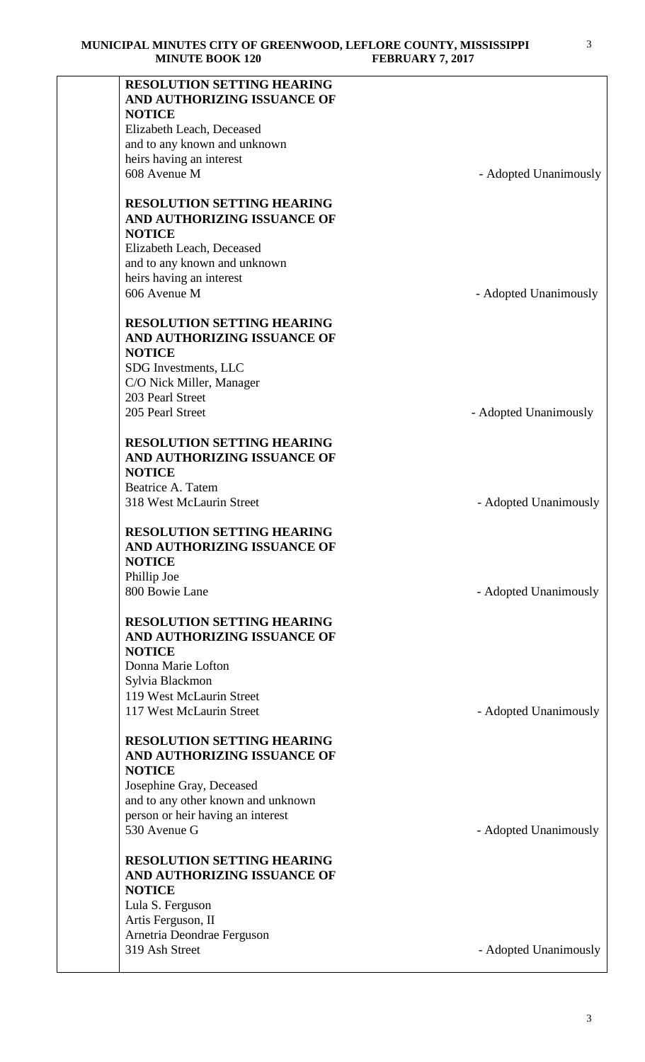**RESOLUTION SETTING HEARING AND AUTHORIZING ISSUANCE OF NOTICE**
Elizabeth Leach, Deceased
and to any known and unknown
heirs having an interest
608 Avenue M - Adopted Unanimously

**RESOLUTION SETTING HEARING AND AUTHORIZING ISSUANCE OF NOTICE**
Elizabeth Leach, Deceased
and to any known and unknown
heirs having an interest
606 Avenue M - Adopted Unanimously

**RESOLUTION SETTING HEARING AND AUTHORIZING ISSUANCE OF NOTICE**
SDG Investments, LLC
C/O Nick Miller, Manager
203 Pearl Street
205 Pearl Street - Adopted Unanimously

**RESOLUTION SETTING HEARING AND AUTHORIZING ISSUANCE OF NOTICE**
Beatrice A. Tatem
318 West McLaurin Street - Adopted Unanimously

**RESOLUTION SETTING HEARING AND AUTHORIZING ISSUANCE OF NOTICE**
Phillip Joe
800 Bowie Lane - Adopted Unanimously

**RESOLUTION SETTING HEARING AND AUTHORIZING ISSUANCE OF NOTICE**
Donna Marie Lofton
Sylvia Blackmon
119 West McLaurin Street
117 West McLaurin Street - Adopted Unanimously

**RESOLUTION SETTING HEARING AND AUTHORIZING ISSUANCE OF NOTICE**
Josephine Gray, Deceased
and to any other known and unknown
person or heir having an interest
530 Avenue G - Adopted Unanimously

**RESOLUTION SETTING HEARING AND AUTHORIZING ISSUANCE OF NOTICE**
Lula S. Ferguson
Artis Ferguson, II
Arnetria Deondrae Ferguson
319 Ash Street - Adopted Unanimously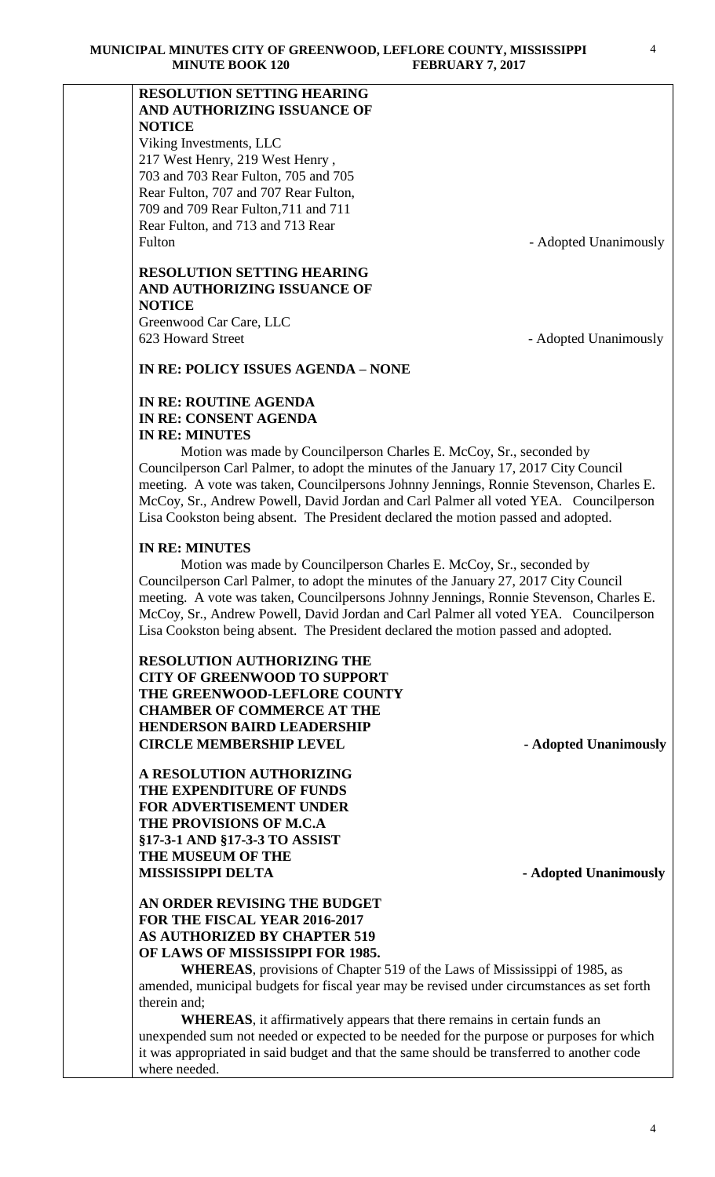**RESOLUTION SETTING HEARING AND AUTHORIZING ISSUANCE OF NOTICE**
Viking Investments, LLC
217 West Henry, 219 West Henry ,
703 and 703 Rear Fulton, 705 and 705
Rear Fulton, 707 and 707 Rear Fulton,
709 and 709 Rear Fulton,711 and 711
Rear Fulton, and 713 and 713 Rear
Fulton - Adopted Unanimously

**RESOLUTION SETTING HEARING AND AUTHORIZING ISSUANCE OF NOTICE**
Greenwood Car Care, LLC
623 Howard Street - Adopted Unanimously

**IN RE: POLICY ISSUES AGENDA – NONE**

**IN RE: ROUTINE AGENDA**
**IN RE: CONSENT AGENDA**
**IN RE: MINUTES**

Motion was made by Councilperson Charles E. McCoy, Sr., seconded by Councilperson Carl Palmer, to adopt the minutes of the January 17, 2017 City Council meeting. A vote was taken, Councilpersons Johnny Jennings, Ronnie Stevenson, Charles E. McCoy, Sr., Andrew Powell, David Jordan and Carl Palmer all voted YEA. Councilperson Lisa Cookston being absent. The President declared the motion passed and adopted.

**IN RE: MINUTES**

Motion was made by Councilperson Charles E. McCoy, Sr., seconded by Councilperson Carl Palmer, to adopt the minutes of the January 27, 2017 City Council meeting. A vote was taken, Councilpersons Johnny Jennings, Ronnie Stevenson, Charles E. McCoy, Sr., Andrew Powell, David Jordan and Carl Palmer all voted YEA. Councilperson Lisa Cookston being absent. The President declared the motion passed and adopted.

**RESOLUTION AUTHORIZING THE CITY OF GREENWOOD TO SUPPORT THE GREENWOOD-LEFLORE COUNTY CHAMBER OF COMMERCE AT THE HENDERSON BAIRD LEADERSHIP CIRCLE MEMBERSHIP LEVEL - Adopted Unanimously**

**A RESOLUTION AUTHORIZING THE EXPENDITURE OF FUNDS FOR ADVERTISEMENT UNDER THE PROVISIONS OF M.C.A §17-3-1 AND §17-3-3 TO ASSIST THE MUSEUM OF THE MISSISSIPPI DELTA - Adopted Unanimously**

**AN ORDER REVISING THE BUDGET FOR THE FISCAL YEAR 2016-2017 AS AUTHORIZED BY CHAPTER 519 OF LAWS OF MISSISSIPPI FOR 1985.**

**WHEREAS**, provisions of Chapter 519 of the Laws of Mississippi of 1985, as amended, municipal budgets for fiscal year may be revised under circumstances as set forth therein and;

**WHEREAS**, it affirmatively appears that there remains in certain funds an unexpended sum not needed or expected to be needed for the purpose or purposes for which it was appropriated in said budget and that the same should be transferred to another code where needed.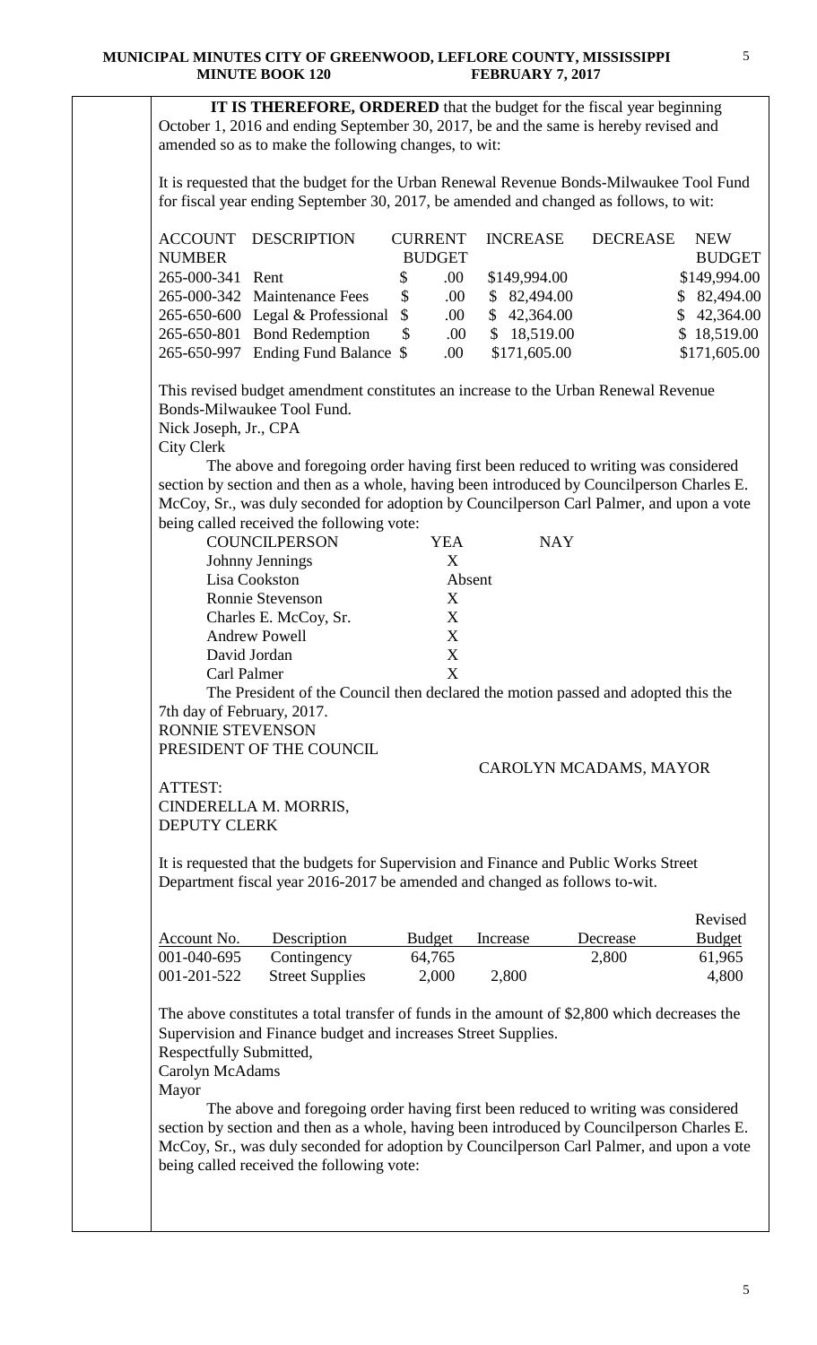**IT IS THEREFORE, ORDERED** that the budget for the fiscal year beginning October 1, 2016 and ending September 30, 2017, be and the same is hereby revised and amended so as to make the following changes, to wit:

It is requested that the budget for the Urban Renewal Revenue Bonds-Milwaukee Tool Fund for fiscal year ending September 30, 2017, be amended and changed as follows, to wit:

| ACCOUNT NUMBER | DESCRIPTION | CURRENT BUDGET | INCREASE | DECREASE | NEW BUDGET |
|---|---|---|---|---|---|
| 265-000-341 | Rent | $ .00 | $149,994.00 | | $149,994.00 |
| 265-000-342 | Maintenance Fees | $ .00 | $ 82,494.00 | | $ 82,494.00 |
| 265-650-600 | Legal & Professional | $ .00 | $ 42,364.00 | | $ 42,364.00 |
| 265-650-801 | Bond Redemption | $ .00 | $ 18,519.00 | | $ 18,519.00 |
| 265-650-997 | Ending Fund Balance | $ .00 | $171,605.00 | | $171,605.00 |

This revised budget amendment constitutes an increase to the Urban Renewal Revenue Bonds-Milwaukee Tool Fund.
Nick Joseph, Jr., CPA
City Clerk

The above and foregoing order having first been reduced to writing was considered section by section and then as a whole, having been introduced by Councilperson Charles E. McCoy, Sr., was duly seconded for adoption by Councilperson Carl Palmer, and upon a vote being called received the following vote:

| COUNCILPERSON | YEA | NAY |
|---|---|---|
| Johnny Jennings | X | |
| Lisa Cookston | Absent | |
| Ronnie Stevenson | X | |
| Charles E. McCoy, Sr. | X | |
| Andrew Powell | X | |
| David Jordan | X | |
| Carl Palmer | X | |

The President of the Council then declared the motion passed and adopted this the 7th day of February, 2017.
RONNIE STEVENSON
PRESIDENT OF THE COUNCIL

CAROLYN MCADAMS, MAYOR

ATTEST:
CINDERELLA M. MORRIS,
DEPUTY CLERK

It is requested that the budgets for Supervision and Finance and Public Works Street Department fiscal year 2016-2017 be amended and changed as follows to-wit.

| Account No. | Description | Budget | Increase | Decrease | Revised Budget |
|---|---|---|---|---|---|
| 001-040-695 | Contingency | 64,765 | | 2,800 | 61,965 |
| 001-201-522 | Street Supplies | 2,000 | 2,800 | | 4,800 |

The above constitutes a total transfer of funds in the amount of $2,800 which decreases the Supervision and Finance budget and increases Street Supplies.
Respectfully Submitted,
Carolyn McAdams
Mayor

The above and foregoing order having first been reduced to writing was considered section by section and then as a whole, having been introduced by Councilperson Charles E. McCoy, Sr., was duly seconded for adoption by Councilperson Carl Palmer, and upon a vote being called received the following vote: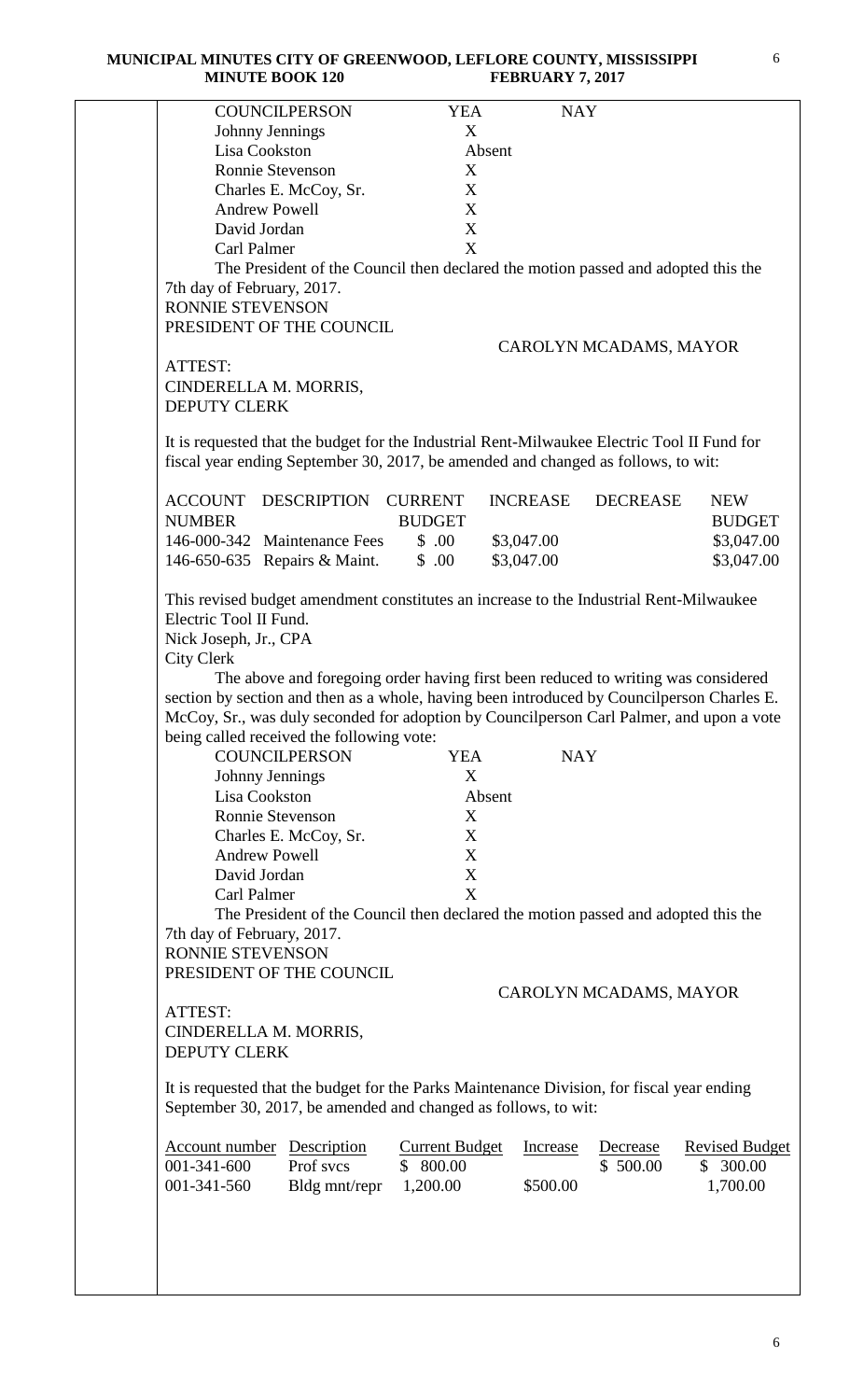| COUNCILPERSON | YEA | NAY |
|---|---|---|
| Johnny Jennings | X | |
| Lisa Cookston | Absent | |
| Ronnie Stevenson | X | |
| Charles E. McCoy, Sr. | X | |
| Andrew Powell | X | |
| David Jordan | X | |
| Carl Palmer | X | |

The President of the Council then declared the motion passed and adopted this the 7th day of February, 2017.

RONNIE STEVENSON
PRESIDENT OF THE COUNCIL

CAROLYN MCADAMS, MAYOR

ATTEST:
CINDERELLA M. MORRIS,
DEPUTY CLERK

It is requested that the budget for the Industrial Rent-Milwaukee Electric Tool II Fund for fiscal year ending September 30, 2017, be amended and changed as follows, to wit:

| ACCOUNT NUMBER | DESCRIPTION | CURRENT BUDGET | INCREASE | DECREASE | NEW BUDGET |
|---|---|---|---|---|---|
| 146-000-342 | Maintenance Fees | $ .00 | $3,047.00 | | $3,047.00 |
| 146-650-635 | Repairs & Maint. | $ .00 | $3,047.00 | | $3,047.00 |

This revised budget amendment constitutes an increase to the Industrial Rent-Milwaukee Electric Tool II Fund.

Nick Joseph, Jr., CPA
City Clerk

The above and foregoing order having first been reduced to writing was considered section by section and then as a whole, having been introduced by Councilperson Charles E. McCoy, Sr., was duly seconded for adoption by Councilperson Carl Palmer, and upon a vote being called received the following vote:

| COUNCILPERSON | YEA | NAY |
|---|---|---|
| Johnny Jennings | X | |
| Lisa Cookston | Absent | |
| Ronnie Stevenson | X | |
| Charles E. McCoy, Sr. | X | |
| Andrew Powell | X | |
| David Jordan | X | |
| Carl Palmer | X | |

The President of the Council then declared the motion passed and adopted this the 7th day of February, 2017.

RONNIE STEVENSON
PRESIDENT OF THE COUNCIL

CAROLYN MCADAMS, MAYOR

ATTEST:
CINDERELLA M. MORRIS,
DEPUTY CLERK

It is requested that the budget for the Parks Maintenance Division, for fiscal year ending September 30, 2017, be amended and changed as follows, to wit:

| Account number | Description | Current Budget | Increase | Decrease | Revised Budget |
|---|---|---|---|---|---|
| 001-341-600 | Prof svcs | $ 800.00 | | $ 500.00 | $ 300.00 |
| 001-341-560 | Bldg mnt/repr | 1,200.00 | $500.00 | | 1,700.00 |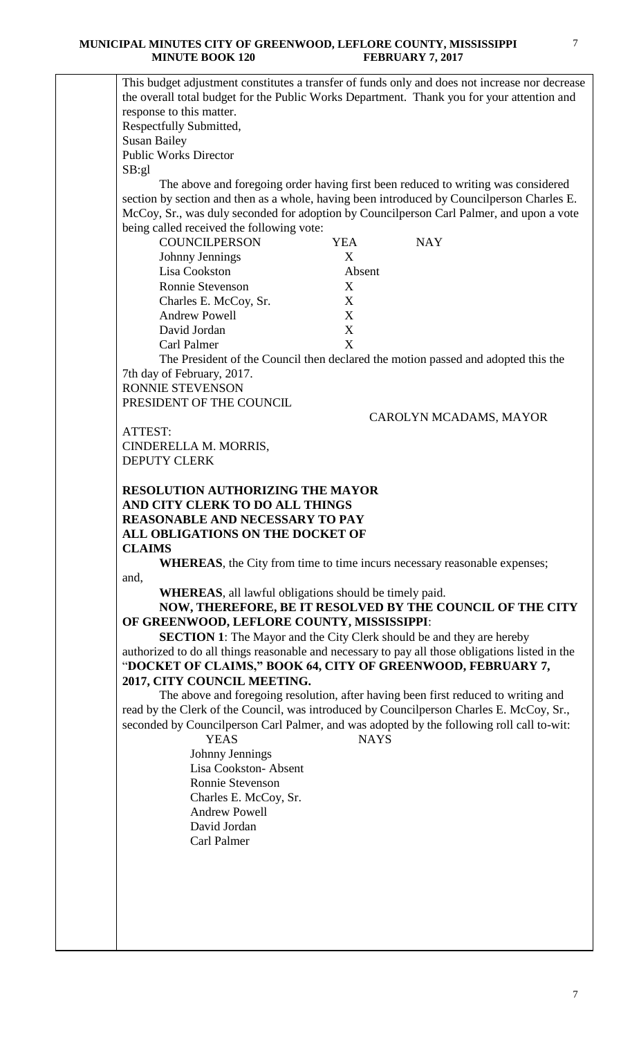This budget adjustment constitutes a transfer of funds only and does not increase nor decrease the overall total budget for the Public Works Department. Thank you for your attention and response to this matter.

Respectfully Submitted,

Susan Bailey
Public Works Director
SB:gl

The above and foregoing order having first been reduced to writing was considered section by section and then as a whole, having been introduced by Councilperson Charles E. McCoy, Sr., was duly seconded for adoption by Councilperson Carl Palmer, and upon a vote being called received the following vote:

| COUNCILPERSON | YEA | NAY |
|---|---|---|
| Johnny Jennings | X | |
| Lisa Cookston | Absent | |
| Ronnie Stevenson | X | |
| Charles E. McCoy, Sr. | X | |
| Andrew Powell | X | |
| David Jordan | X | |
| Carl Palmer | X | |

The President of the Council then declared the motion passed and adopted this the 7th day of February, 2017.

RONNIE STEVENSON
PRESIDENT OF THE COUNCIL

CAROLYN MCADAMS, MAYOR

ATTEST:
CINDERELLA M. MORRIS,
DEPUTY CLERK

**RESOLUTION AUTHORIZING THE MAYOR AND CITY CLERK TO DO ALL THINGS REASONABLE AND NECESSARY TO PAY ALL OBLIGATIONS ON THE DOCKET OF CLAIMS**

**WHEREAS**, the City from time to time incurs necessary reasonable expenses; and,

**WHEREAS**, all lawful obligations should be timely paid.

**NOW, THEREFORE, BE IT RESOLVED BY THE COUNCIL OF THE CITY OF GREENWOOD, LEFLORE COUNTY, MISSISSIPPI**:

**SECTION 1**: The Mayor and the City Clerk should be and they are hereby authorized to do all things reasonable and necessary to pay all those obligations listed in the "**DOCKET OF CLAIMS," BOOK 64, CITY OF GREENWOOD, FEBRUARY 7, 2017, CITY COUNCIL MEETING.**

The above and foregoing resolution, after having been first reduced to writing and read by the Clerk of the Council, was introduced by Councilperson Charles E. McCoy, Sr., seconded by Councilperson Carl Palmer, and was adopted by the following roll call to-wit:

| YEAS | NAYS |
|---|---|
| Johnny Jennings | |
| Lisa Cookston- Absent | |
| Ronnie Stevenson | |
| Charles E. McCoy, Sr. | |
| Andrew Powell | |
| David Jordan | |
| Carl Palmer | |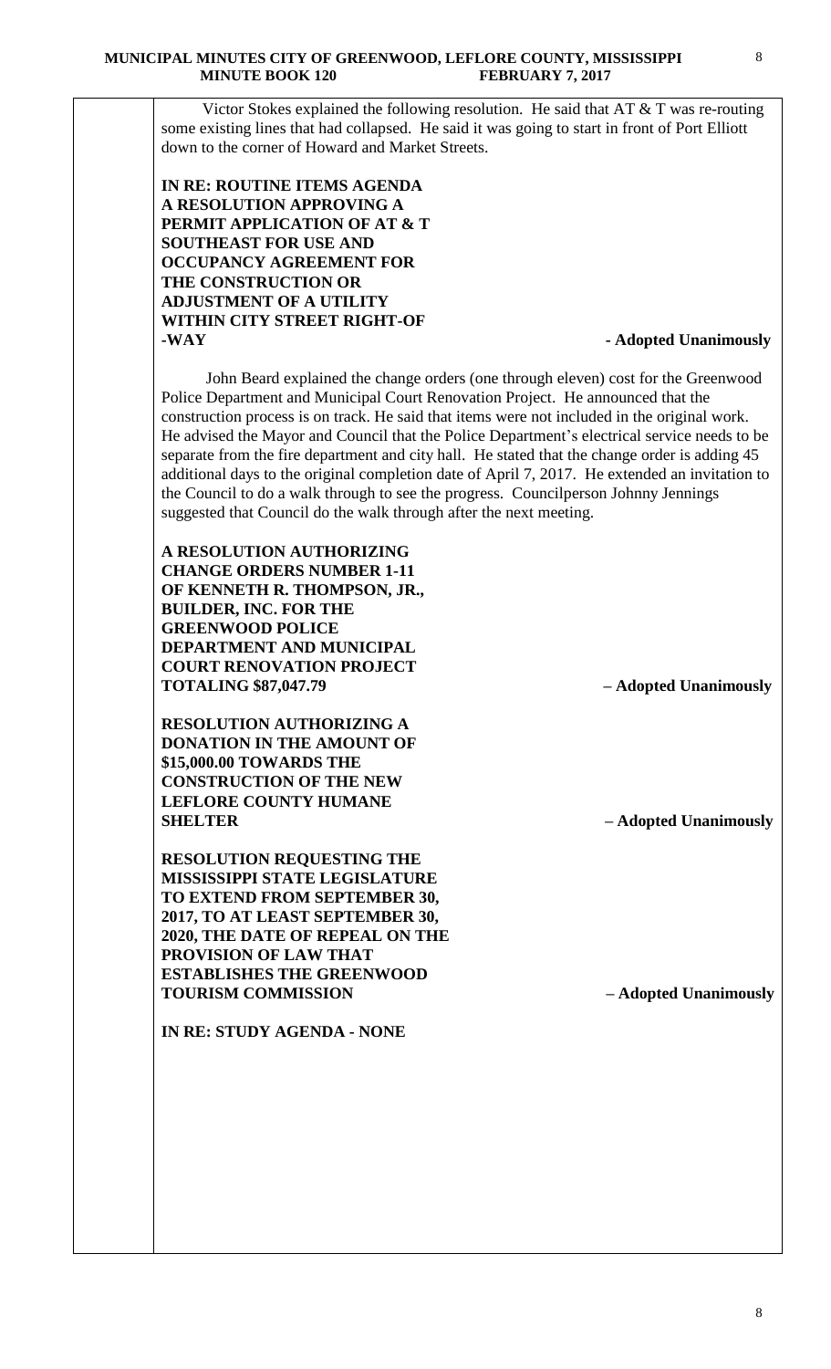Victor Stokes explained the following resolution. He said that AT & T was re-routing some existing lines that had collapsed. He said it was going to start in front of Port Elliott down to the corner of Howard and Market Streets.

**IN RE: ROUTINE ITEMS AGENDA**
**A RESOLUTION APPROVING A PERMIT APPLICATION OF AT & T SOUTHEAST FOR USE AND OCCUPANCY AGREEMENT FOR THE CONSTRUCTION OR ADJUSTMENT OF A UTILITY WITHIN CITY STREET RIGHT-OF -WAY** **- Adopted Unanimously**

John Beard explained the change orders (one through eleven) cost for the Greenwood Police Department and Municipal Court Renovation Project. He announced that the construction process is on track. He said that items were not included in the original work. He advised the Mayor and Council that the Police Department's electrical service needs to be separate from the fire department and city hall. He stated that the change order is adding 45 additional days to the original completion date of April 7, 2017. He extended an invitation to the Council to do a walk through to see the progress. Councilperson Johnny Jennings suggested that Council do the walk through after the next meeting.

**A RESOLUTION AUTHORIZING CHANGE ORDERS NUMBER 1-11 OF KENNETH R. THOMPSON, JR., BUILDER, INC. FOR THE GREENWOOD POLICE DEPARTMENT AND MUNICIPAL COURT RENOVATION PROJECT TOTALING $87,047.79** **– Adopted Unanimously**

**RESOLUTION AUTHORIZING A DONATION IN THE AMOUNT OF $15,000.00 TOWARDS THE CONSTRUCTION OF THE NEW LEFLORE COUNTY HUMANE SHELTER** **– Adopted Unanimously**

**RESOLUTION REQUESTING THE MISSISSIPPI STATE LEGISLATURE TO EXTEND FROM SEPTEMBER 30, 2017, TO AT LEAST SEPTEMBER 30, 2020, THE DATE OF REPEAL ON THE PROVISION OF LAW THAT ESTABLISHES THE GREENWOOD TOURISM COMMISSION** **– Adopted Unanimously**

**IN RE: STUDY AGENDA - NONE**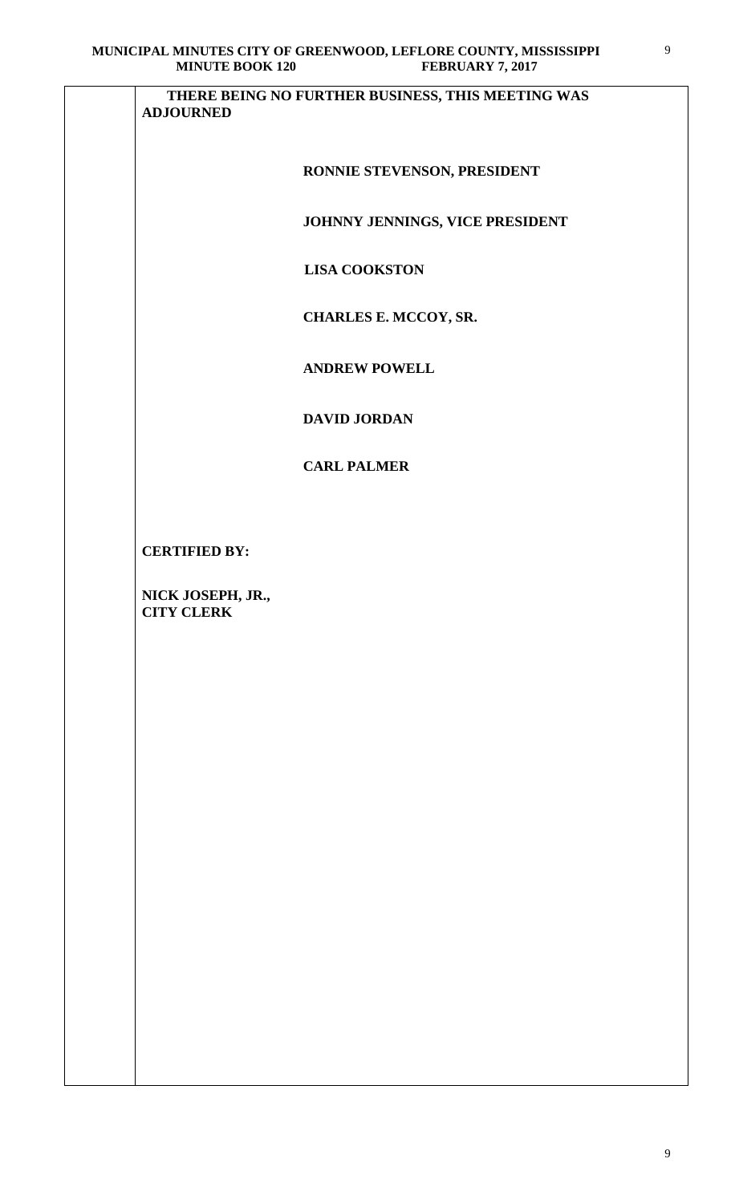**THERE BEING NO FURTHER BUSINESS, THIS MEETING WAS ADJOURNED**

**RONNIE STEVENSON, PRESIDENT**

**JOHNNY JENNINGS, VICE PRESIDENT**

**LISA COOKSTON**

**CHARLES E. MCCOY, SR.**

**ANDREW POWELL**

**DAVID JORDAN**

**CARL PALMER**

**CERTIFIED BY:**

**NICK JOSEPH, JR.,**
**CITY CLERK**